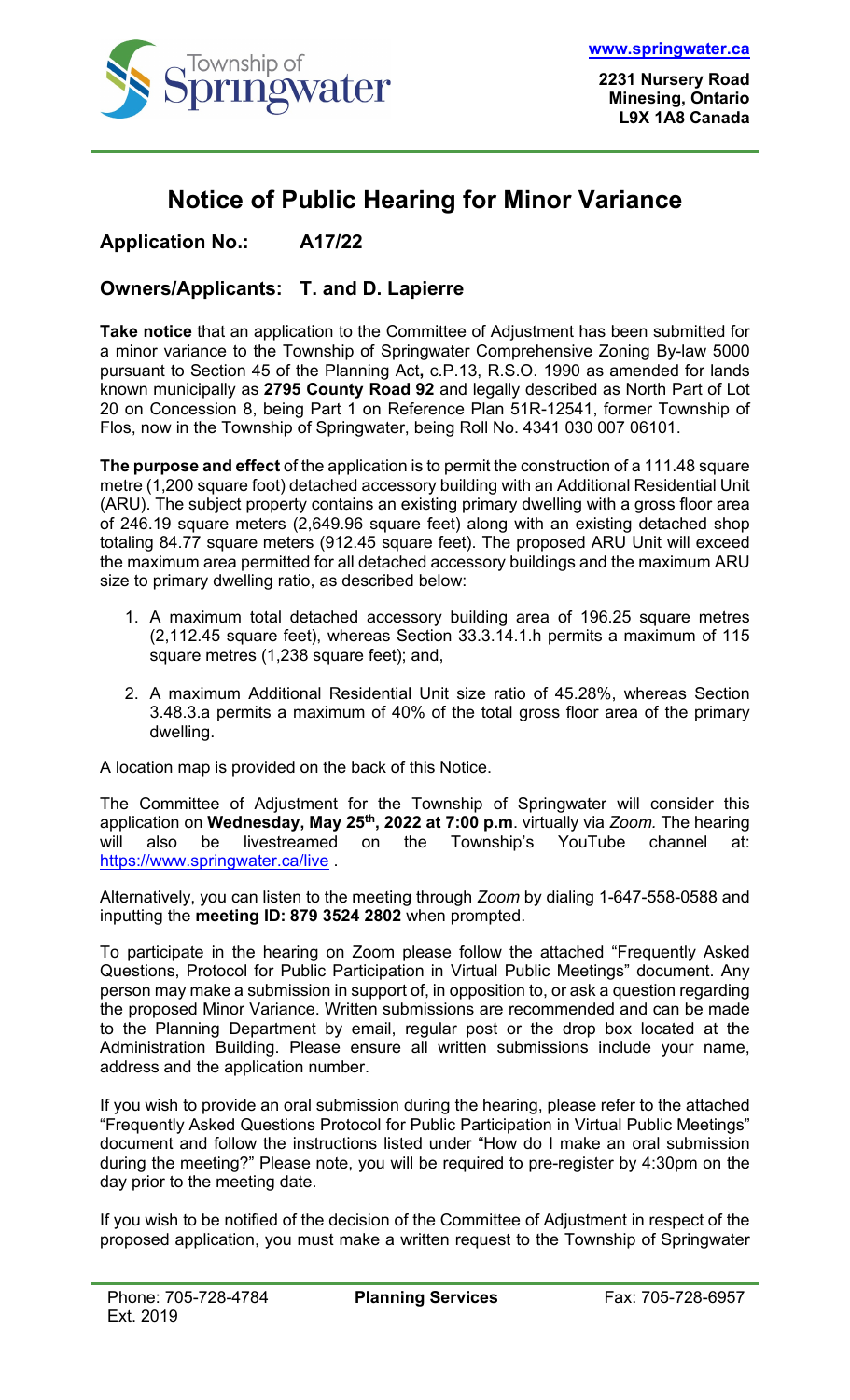Township of Springwater

www.springwater.ca

2231 Nursery Road
Minesing, Ontario
L9X 1A8 Canada

# Notice of Public Hearing for Minor Variance

**Application No.:** **A17/22**

**Owners/Applicants: T. and D. Lapierre**

**Take notice** that an application to the Committee of Adjustment has been submitted for a minor variance to the Township of Springwater Comprehensive Zoning By-law 5000 pursuant to Section 45 of the Planning Act**,** c.P.13, R.S.O. 1990 as amended for lands known municipally as **2795 County Road 92** and legally described as North Part of Lot 20 on Concession 8, being Part 1 on Reference Plan 51R-12541, former Township of Flos, now in the Township of Springwater, being Roll No. 4341 030 007 06101.

**The purpose and effect** of the application is to permit the construction of a 111.48 square metre (1,200 square foot) detached accessory building with an Additional Residential Unit (ARU). The subject property contains an existing primary dwelling with a gross floor area of 246.19 square meters (2,649.96 square feet) along with an existing detached shop totaling 84.77 square meters (912.45 square feet). The proposed ARU Unit will exceed the maximum area permitted for all detached accessory buildings and the maximum ARU size to primary dwelling ratio, as described below:

1. A maximum total detached accessory building area of 196.25 square metres (2,112.45 square feet), whereas Section 33.3.14.1.h permits a maximum of 115 square metres (1,238 square feet); and,
2. A maximum Additional Residential Unit size ratio of 45.28%, whereas Section 3.48.3.a permits a maximum of 40% of the total gross floor area of the primary dwelling.

A location map is provided on the back of this Notice.

The Committee of Adjustment for the Township of Springwater will consider this application on **Wednesday, May 25th, 2022 at 7:00 p.m**. virtually via *Zoom.* The hearing will also be livestreamed on the Township's YouTube channel at: https://www.springwater.ca/live .

Alternatively, you can listen to the meeting through *Zoom* by dialing 1-647-558-0588 and inputting the **meeting ID: 879 3524 2802** when prompted.

To participate in the hearing on Zoom please follow the attached "Frequently Asked Questions, Protocol for Public Participation in Virtual Public Meetings" document. Any person may make a submission in support of, in opposition to, or ask a question regarding the proposed Minor Variance. Written submissions are recommended and can be made to the Planning Department by email, regular post or the drop box located at the Administration Building. Please ensure all written submissions include your name, address and the application number.

If you wish to provide an oral submission during the hearing, please refer to the attached "Frequently Asked Questions Protocol for Public Participation in Virtual Public Meetings" document and follow the instructions listed under "How do I make an oral submission during the meeting?" Please note, you will be required to pre-register by 4:30pm on the day prior to the meeting date.

If you wish to be notified of the decision of the Committee of Adjustment in respect of the proposed application, you must make a written request to the Township of Springwater

Phone: 705-728-4784 Ext. 2019 | **Planning Services** | Fax: 705-728-6957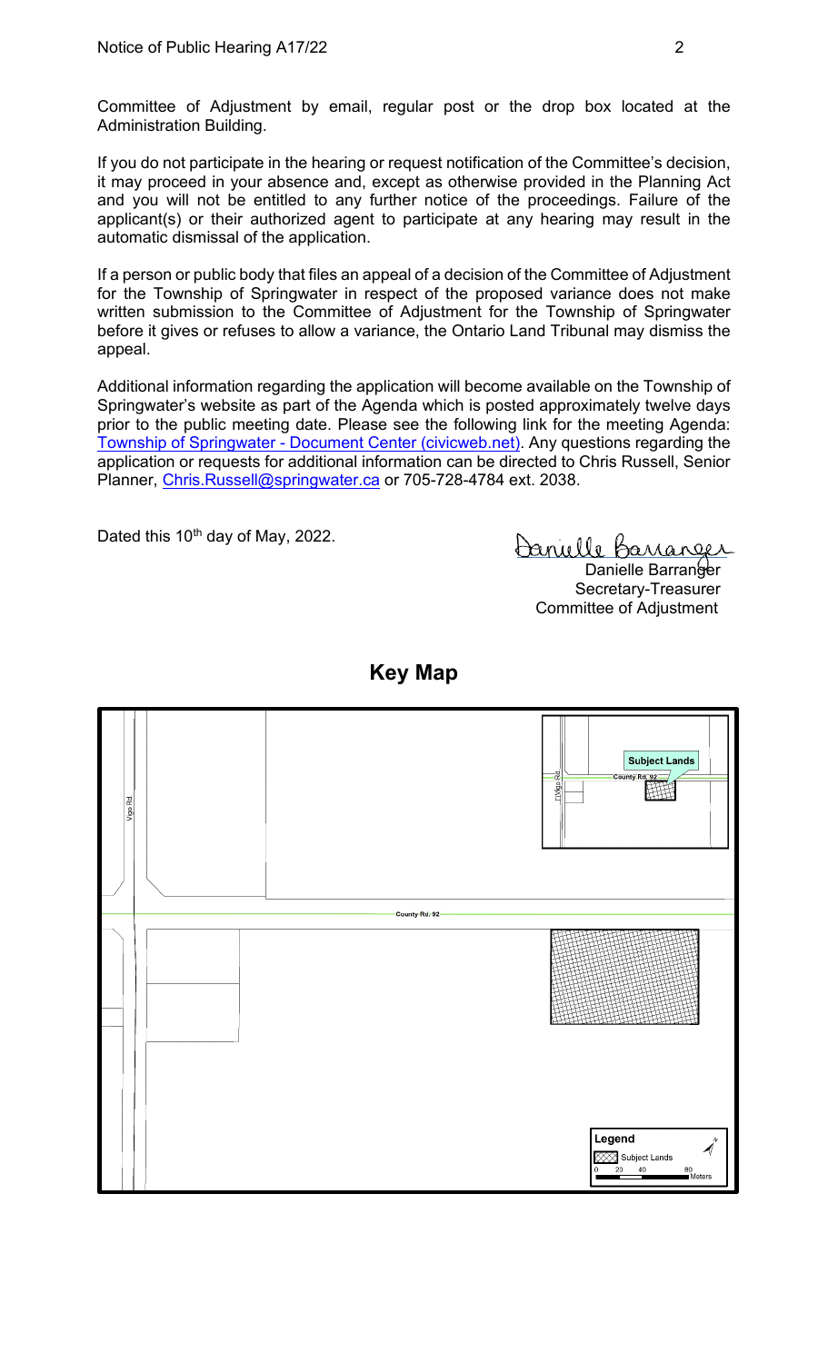Committee of Adjustment by email, regular post or the drop box located at the Administration Building.

If you do not participate in the hearing or request notification of the Committee's decision, it may proceed in your absence and, except as otherwise provided in the Planning Act and you will not be entitled to any further notice of the proceedings. Failure of the applicant(s) or their authorized agent to participate at any hearing may result in the automatic dismissal of the application.

If a person or public body that files an appeal of a decision of the Committee of Adjustment for the Township of Springwater in respect of the proposed variance does not make written submission to the Committee of Adjustment for the Township of Springwater before it gives or refuses to allow a variance, the Ontario Land Tribunal may dismiss the appeal.

Additional information regarding the application will become available on the Township of Springwater's website as part of the Agenda which is posted approximately twelve days prior to the public meeting date. Please see the following link for the meeting Agenda: [Township of Springwater - Document Center (civicweb.net)](). Any questions regarding the application or requests for additional information can be directed to Chris Russell, Senior Planner, [Chris.Russell@springwater.ca]() or 705-728-4784 ext. 2038.

Dated this 10th day of May, 2022.

Danielle Barranger
Secretary-Treasurer
Committee of Adjustment

## Key Map

Vigo Rd.

County Rd. 92

Subject Lands

Legend
Subject Lands
0 20 40 80 Meters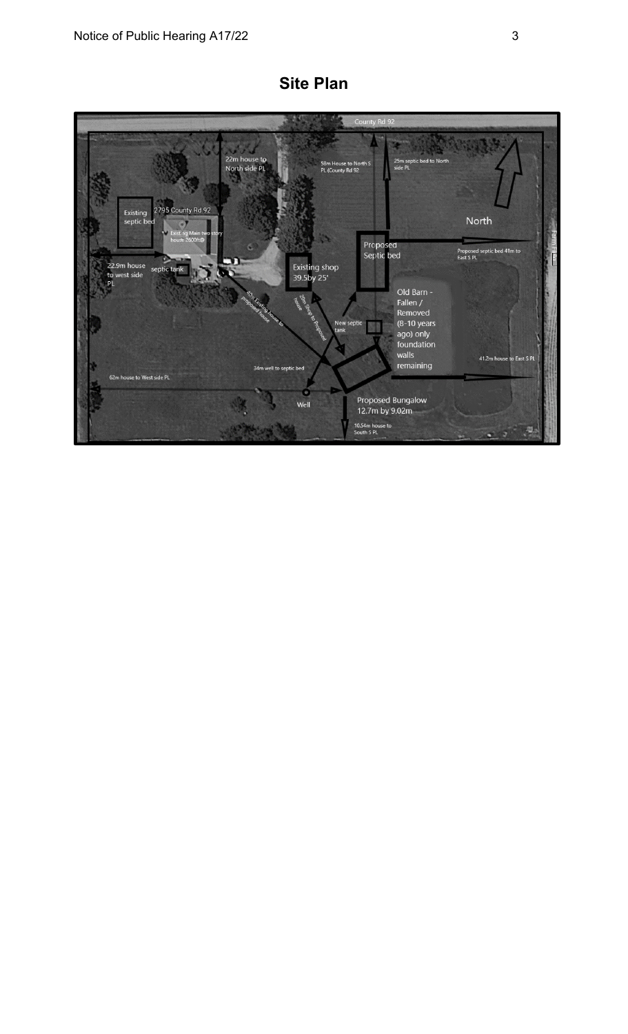## Site Plan

County Rd 92

22m house to North side PL

58m House to North S PL (County Rd 92

25m septic bed to North side PL

North

Existing septic bed

2795 County Rd 92

Existing Main two story house 2600ft

22.9m house to west side PL

septic tank

Existing shop 39.5by 25'

Proposed Septic bed

Proposed septic bed 41m to East S PL

40m Existing house to proposed house

20m Shop to Proposed house

New septic tank

Old Barn - Fallen / Removed (8-10 years ago) only foundation walls remaining

41.2m house to East S PL

34m well to septic bed

62m house to West side PL

Well

Proposed Bungalow 12.7m by 9.02m

10.54m house to South S PL